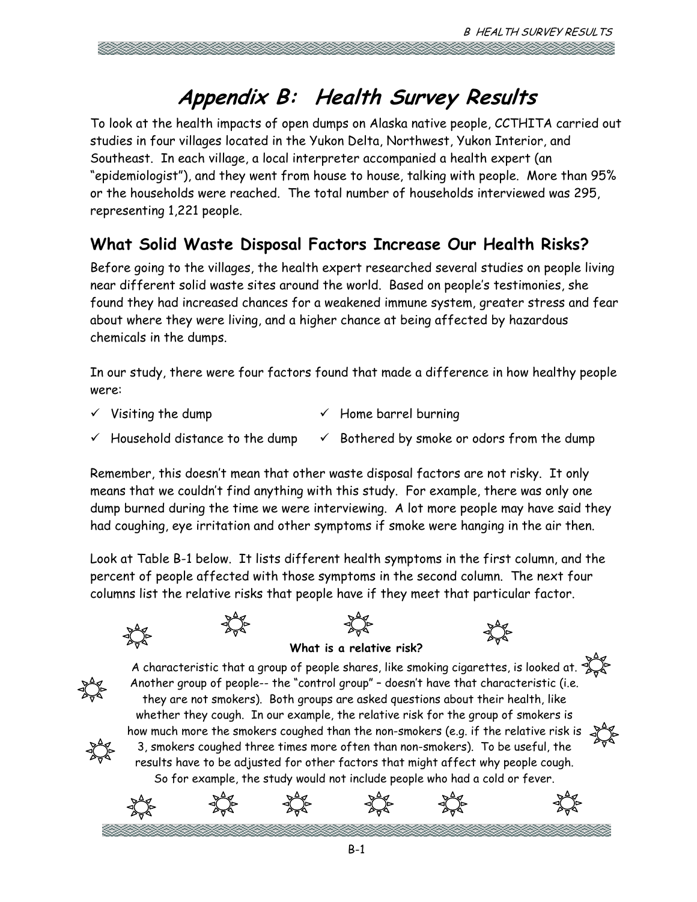# Appendix B: Health Survey Results

To look at the health impacts of open dumps on Alaska native people, CCTHITA carried out studies in four villages located in the Yukon Delta, Northwest, Yukon Interior, and Southeast. In each village, a local interpreter accompanied a health expert (an "epidemiologist"), and they went from house to house, talking with people. More than 95% or the households were reached. The total number of households interviewed was 295, representing 1,221 people.

## What Solid Waste Disposal Factors Increase Our Health Risks?

Before going to the villages, the health expert researched several studies on people living near different solid waste sites around the world. Based on people's testimonies, she found they had increased chances for a weakened immune system, greater stress and fear about where they were living, and a higher chance at being affected by hazardous chemicals in the dumps.

In our study, there were four factors found that made a difference in how healthy people were:

- ✓ Visiting the dump
- ✓ Household distance to the dump
- ✓ Home barrel burning
- ✓ Bothered by smoke or odors from the dump

Remember, this doesn't mean that other waste disposal factors are not risky. It only means that we couldn't find anything with this study. For example, there was only one dump burned during the time we were interviewing. A lot more people may have said they had coughing, eye irritation and other symptoms if smoke were hanging in the air then.

Look at Table B-1 below. It lists different health symptoms in the first column, and the percent of people affected with those symptoms in the second column. The next four columns list the relative risks that people have if they meet that particular factor.

**What is a relative risk?**

A characteristic that a group of people shares, like smoking cigarettes, is looked at. Another group of people-- the "control group" – doesn't have that characteristic (i.e. they are not smokers). Both groups are asked questions about their health, like whether they cough. In our example, the relative risk for the group of smokers is how much more the smokers coughed than the non-smokers (e.g. if the relative risk is 3, smokers coughed three times more often than non-smokers). To be useful, the results have to be adjusted for other factors that might affect why people cough. So for example, the study would not include people who had a cold or fever.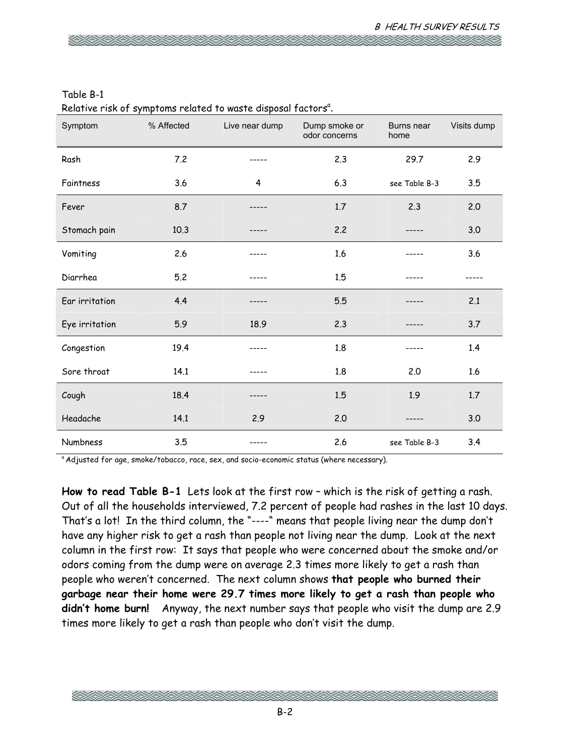Table B-1
Relative risk of symptoms related to waste disposal factors[a].

| Symptom | % Affected | Live near dump | Dump smoke or odor concerns | Burns near home | Visits dump |
|---|---|---|---|---|---|
| Rash | 7.2 | ----- | 2.3 | 29.7 | 2.9 |
| Faintness | 3.6 | 4 | 6.3 | see Table B-3 | 3.5 |
| Fever | 8.7 | ----- | 1.7 | 2.3 | 2.0 |
| Stomach pain | 10.3 | ----- | 2.2 | ----- | 3.0 |
| Vomiting | 2.6 | ----- | 1.6 | ----- | 3.6 |
| Diarrhea | 5.2 | ----- | 1.5 | ----- | ----- |
| Ear irritation | 4.4 | ----- | 5.5 | ----- | 2.1 |
| Eye irritation | 5.9 | 18.9 | 2.3 | ----- | 3.7 |
| Congestion | 19.4 | ----- | 1.8 | ----- | 1.4 |
| Sore throat | 14.1 | ----- | 1.8 | 2.0 | 1.6 |
| Cough | 18.4 | ----- | 1.5 | 1.9 | 1.7 |
| Headache | 14.1 | 2.9 | 2.0 | ----- | 3.0 |
| Numbness | 3.5 | ----- | 2.6 | see Table B-3 | 3.4 |

[a] Adjusted for age, smoke/tobacco, race, sex, and socio-economic status (where necessary).

**How to read Table B-1** Lets look at the first row – which is the risk of getting a rash. Out of all the households interviewed, 7.2 percent of people had rashes in the last 10 days. That's a lot! In the third column, the "----" means that people living near the dump don't have any higher risk to get a rash than people not living near the dump. Look at the next column in the first row: It says that people who were concerned about the smoke and/or odors coming from the dump were on average 2.3 times more likely to get a rash than people who weren't concerned. The next column shows **that people who burned their garbage near their home were 29.7 times more likely to get a rash than people who didn't home burn!** Anyway, the next number says that people who visit the dump are 2.9 times more likely to get a rash than people who don't visit the dump.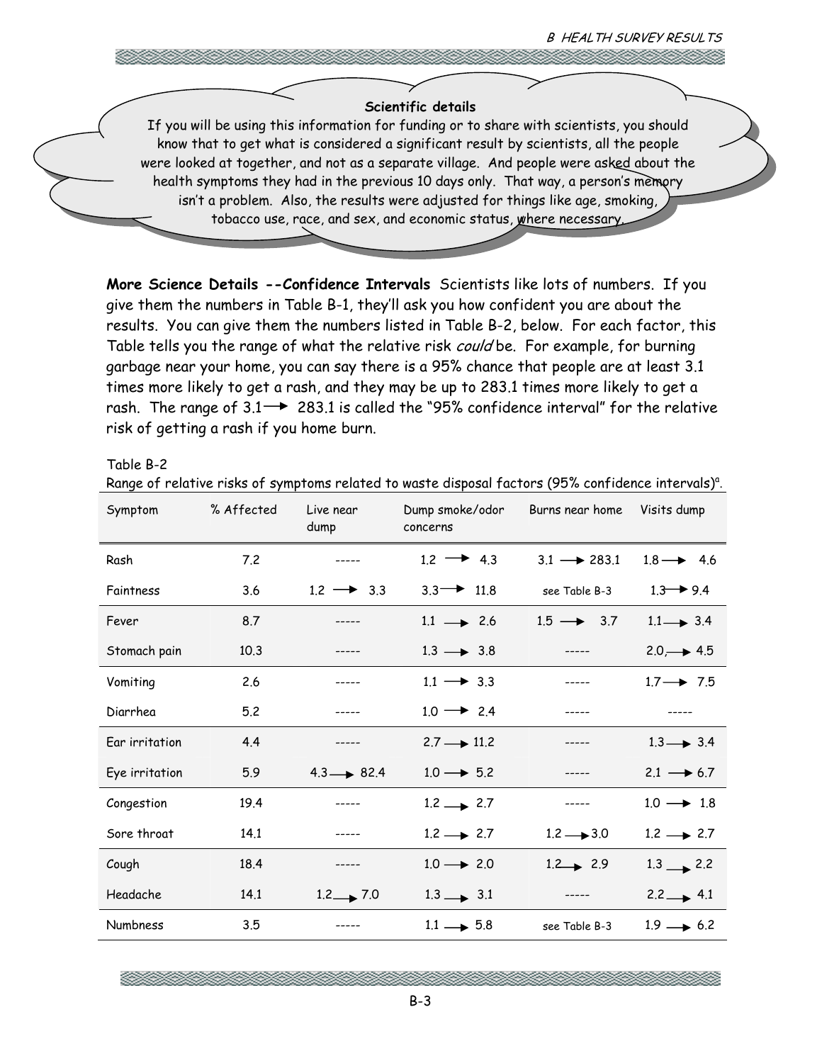**Scientific details**

If you will be using this information for funding or to share with scientists, you should know that to get what is considered a significant result by scientists, all the people were looked at together, and not as a separate village. And people were asked about the health symptoms they had in the previous 10 days only. That way, a person's memory isn't a problem. Also, the results were adjusted for things like age, smoking, tobacco use, race, and sex, and economic status, where necessary.

**More Science Details --Confidence Intervals** Scientists like lots of numbers. If you give them the numbers in Table B-1, they'll ask you how confident you are about the results. You can give them the numbers listed in Table B-2, below. For each factor, this Table tells you the range of what the relative risk *could* be. For example, for burning garbage near your home, you can say there is a 95% chance that people are at least 3.1 times more likely to get a rash, and they may be up to 283.1 times more likely to get a rash. The range of 3.1 → 283.1 is called the "95% confidence interval" for the relative risk of getting a rash if you home burn.

Table B-2

Range of relative risks of symptoms related to waste disposal factors (95% confidence intervals)[a].

| Symptom | % Affected | Live near dump | Dump smoke/odor concerns | Burns near home | Visits dump |
|---|---|---|---|---|---|
| Rash | 7.2 | ----- | 1.2 → 4.3 | 3.1 → 283.1 | 1.8 → 4.6 |
| Faintness | 3.6 | 1.2 → 3.3 | 3.3 → 11.8 | see Table B-3 | 1.3 → 9.4 |
| Fever | 8.7 | ----- | 1.1 → 2.6 | 1.5 → 3.7 | 1.1 → 3.4 |
| Stomach pain | 10.3 | ----- | 1.3 → 3.8 | ----- | 2.0, → 4.5 |
| Vomiting | 2.6 | ----- | 1.1 → 3.3 | ----- | 1.7 → 7.5 |
| Diarrhea | 5.2 | ----- | 1.0 → 2.4 | ----- | ----- |
| Ear irritation | 4.4 | ----- | 2.7 → 11.2 | ----- | 1.3 → 3.4 |
| Eye irritation | 5.9 | 4.3 → 82.4 | 1.0 → 5.2 | ----- | 2.1 → 6.7 |
| Congestion | 19.4 | ----- | 1.2 → 2.7 | ----- | 1.0 → 1.8 |
| Sore throat | 14.1 | ----- | 1.2 → 2.7 | 1.2 → 3.0 | 1.2 → 2.7 |
| Cough | 18.4 | ----- | 1.0 → 2.0 | 1.2 → 2.9 | 1.3 → 2.2 |
| Headache | 14.1 | 1.2 → 7.0 | 1.3 → 3.1 | ----- | 2.2 → 4.1 |
| Numbness | 3.5 | ----- | 1.1 → 5.8 | see Table B-3 | 1.9 → 6.2 |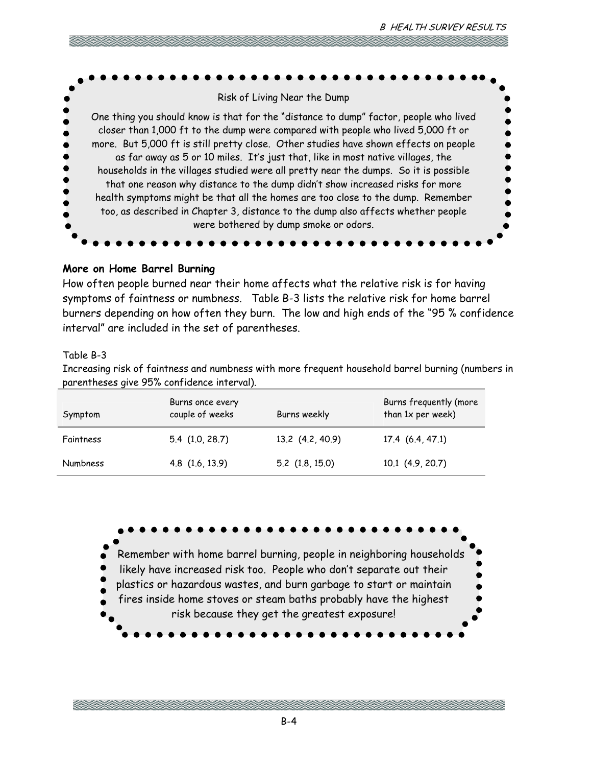Risk of Living Near the Dump

One thing you should know is that for the "distance to dump" factor, people who lived closer than 1,000 ft to the dump were compared with people who lived 5,000 ft or more. But 5,000 ft is still pretty close. Other studies have shown effects on people as far away as 5 or 10 miles. It's just that, like in most native villages, the households in the villages studied were all pretty near the dumps. So it is possible that one reason why distance to the dump didn't show increased risks for more health symptoms might be that all the homes are too close to the dump. Remember too, as described in Chapter 3, distance to the dump also affects whether people were bothered by dump smoke or odors.

**More on Home Barrel Burning**

How often people burned near their home affects what the relative risk is for having symptoms of faintness or numbness. Table B-3 lists the relative risk for home barrel burners depending on how often they burn. The low and high ends of the "95 % confidence interval" are included in the set of parentheses.

Table B-3

Increasing risk of faintness and numbness with more frequent household barrel burning (numbers in parentheses give 95% confidence interval).

| Symptom | Burns once every couple of weeks | Burns weekly | Burns frequently (more than 1x per week) |
|---|---|---|---|
| Faintness | 5.4 (1.0, 28.7) | 13.2 (4.2, 40.9) | 17.4 (6.4, 47.1) |
| Numbness | 4.8 (1.6, 13.9) | 5.2 (1.8, 15.0) | 10.1 (4.9, 20.7) |

Remember with home barrel burning, people in neighboring households likely have increased risk too. People who don't separate out their plastics or hazardous wastes, and burn garbage to start or maintain fires inside home stoves or steam baths probably have the highest risk because they get the greatest exposure!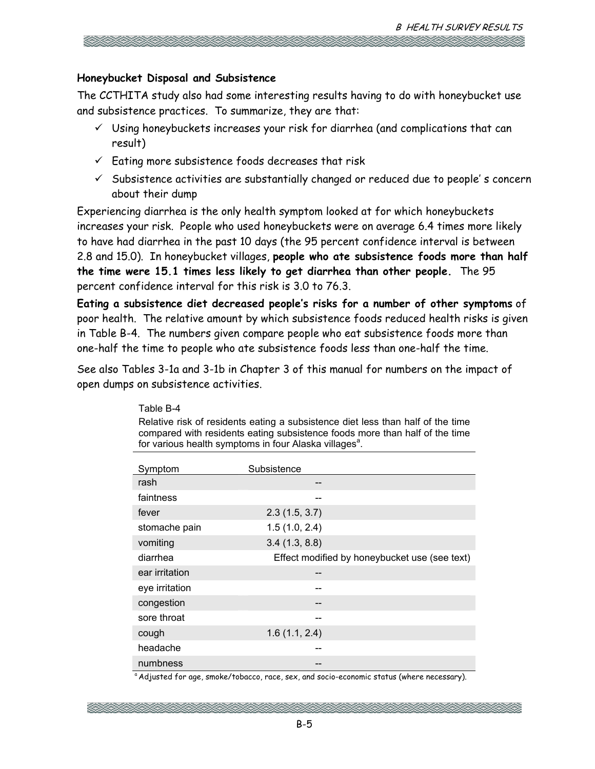### Honeybucket Disposal and Subsistence

The CCTHITA study also had some interesting results having to do with honeybucket use and subsistence practices. To summarize, they are that:

- ✓ Using honeybuckets increases your risk for diarrhea (and complications that can result)
- ✓ Eating more subsistence foods decreases that risk
- ✓ Subsistence activities are substantially changed or reduced due to people' s concern about their dump

Experiencing diarrhea is the only health symptom looked at for which honeybuckets increases your risk. People who used honeybuckets were on average 6.4 times more likely to have had diarrhea in the past 10 days (the 95 percent confidence interval is between 2.8 and 15.0). In honeybucket villages, **people who ate subsistence foods more than half the time were 15.1 times less likely to get diarrhea than other people.** The 95 percent confidence interval for this risk is 3.0 to 76.3.

**Eating a subsistence diet decreased people's risks for a number of other symptoms** of poor health. The relative amount by which subsistence foods reduced health risks is given in Table B-4. The numbers given compare people who eat subsistence foods more than one-half the time to people who ate subsistence foods less than one-half the time.

See also Tables 3-1a and 3-1b in Chapter 3 of this manual for numbers on the impact of open dumps on subsistence activities.

Table B-4

Relative risk of residents eating a subsistence diet less than half of the time compared with residents eating subsistence foods more than half of the time for various health symptoms in four Alaska villages[a].

| Symptom | Subsistence |
|---|---|
| rash | -- |
| faintness | -- |
| fever | 2.3 (1.5, 3.7) |
| stomache pain | 1.5 (1.0, 2.4) |
| vomiting | 3.4 (1.3, 8.8) |
| diarrhea | Effect modified by honeybucket use (see text) |
| ear irritation | -- |
| eye irritation | -- |
| congestion | -- |
| sore throat | -- |
| cough | 1.6 (1.1, 2.4) |
| headache | -- |
| numbness | -- |

[a] Adjusted for age, smoke/tobacco, race, sex, and socio-economic status (where necessary).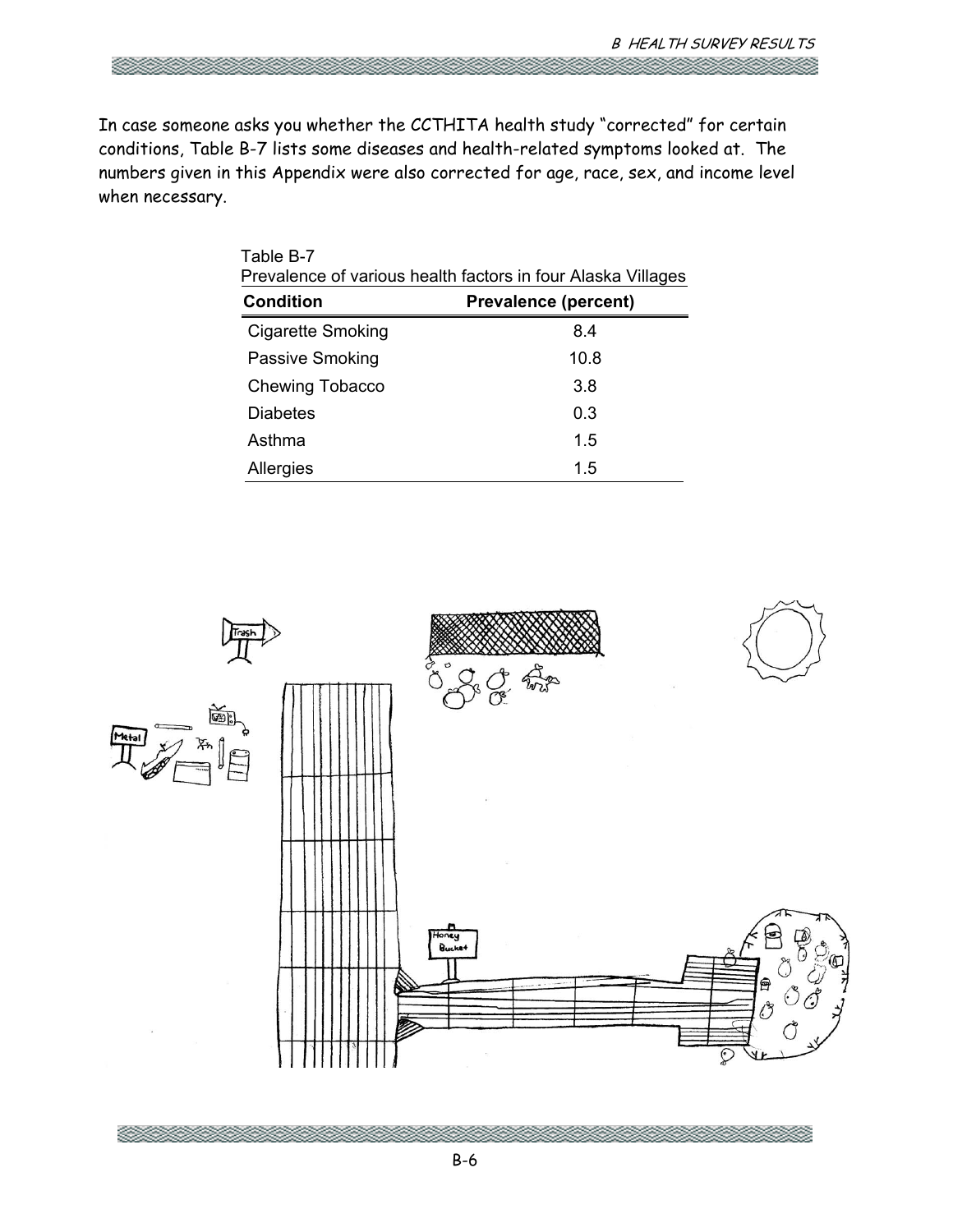In case someone asks you whether the CCTHITA health study "corrected" for certain conditions, Table B-7 lists some diseases and health-related symptoms looked at. The numbers given in this Appendix were also corrected for age, race, sex, and income level when necessary.

Table B-7
Prevalence of various health factors in four Alaska Villages

| Condition | Prevalence (percent) |
|---|---|
| Cigarette Smoking | 8.4 |
| Passive Smoking | 10.8 |
| Chewing Tobacco | 3.8 |
| Diabetes | 0.3 |
| Asthma | 1.5 |
| Allergies | 1.5 |